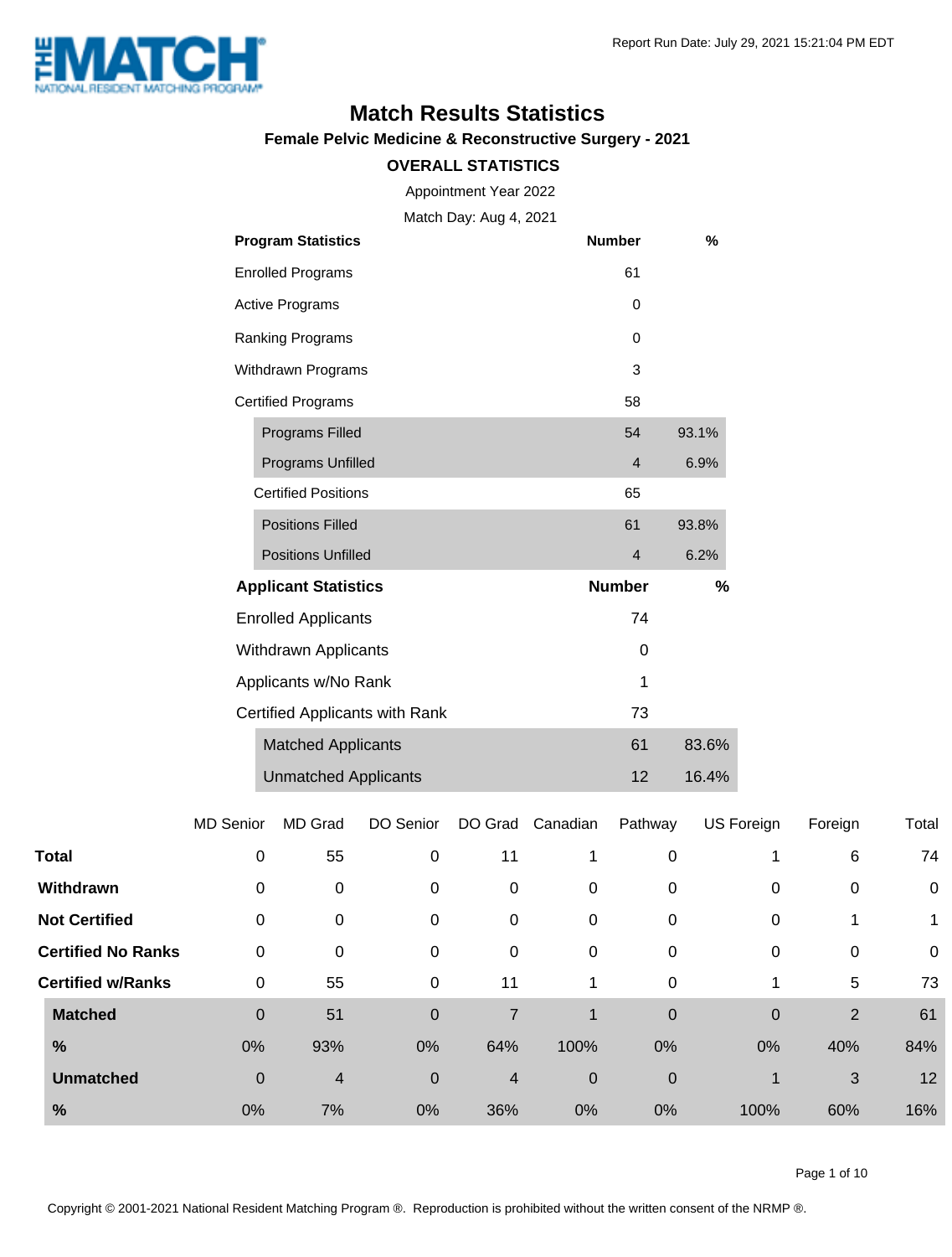# Match Results Statistics

## Female Pelvic Medicine & Reconstructive Surgery - 2021

### OVERALL STATISTICS

Appointment Year 2022

Match Day: Aug 4, 2021

Report Run Date: July 29, 2021 15:21:04 PM EDT

| Program Statistics | Number | % |
|---|---|---|
| Enrolled Programs | 61 | |
| Active Programs | 0 | |
| Ranking Programs | 0 | |
| Withdrawn Programs | 3 | |
| Certified Programs | 58 | |
| Programs Filled | 54 | 93.1% |
| Programs Unfilled | 4 | 6.9% |
| Certified Positions | 65 | |
| Positions Filled | 61 | 93.8% |
| Positions Unfilled | 4 | 6.2% |

| Applicant Statistics | Number | % |
|---|---|---|
| Enrolled Applicants | 74 | |
| Withdrawn Applicants | 0 | |
| Applicants w/No Rank | 1 | |
| Certified Applicants with Rank | 73 | |
| Matched Applicants | 61 | 83.6% |
| Unmatched Applicants | 12 | 16.4% |

| | MD Senior | MD Grad | DO Senior | DO Grad | Canadian | Pathway | US Foreign | Foreign | Total |
|---|---|---|---|---|---|---|---|---|---|
| **Total** | 0 | 55 | 0 | 11 | 1 | 0 | 1 | 6 | 74 |
| **Withdrawn** | 0 | 0 | 0 | 0 | 0 | 0 | 0 | 0 | 0 |
| **Not Certified** | 0 | 0 | 0 | 0 | 0 | 0 | 0 | 1 | 1 |
| **Certified No Ranks** | 0 | 0 | 0 | 0 | 0 | 0 | 0 | 0 | 0 |
| **Certified w/Ranks** | 0 | 55 | 0 | 11 | 1 | 0 | 1 | 5 | 73 |
| **Matched** | 0 | 51 | 0 | 7 | 1 | 0 | 0 | 2 | 61 |
| **%** | 0% | 93% | 0% | 64% | 100% | 0% | 0% | 40% | 84% |
| **Unmatched** | 0 | 4 | 0 | 4 | 0 | 0 | 1 | 3 | 12 |
| **%** | 0% | 7% | 0% | 36% | 0% | 0% | 100% | 60% | 16% |

Copyright © 2001-2021 National Resident Matching Program ®. Reproduction is prohibited without the written consent of the NRMP ®.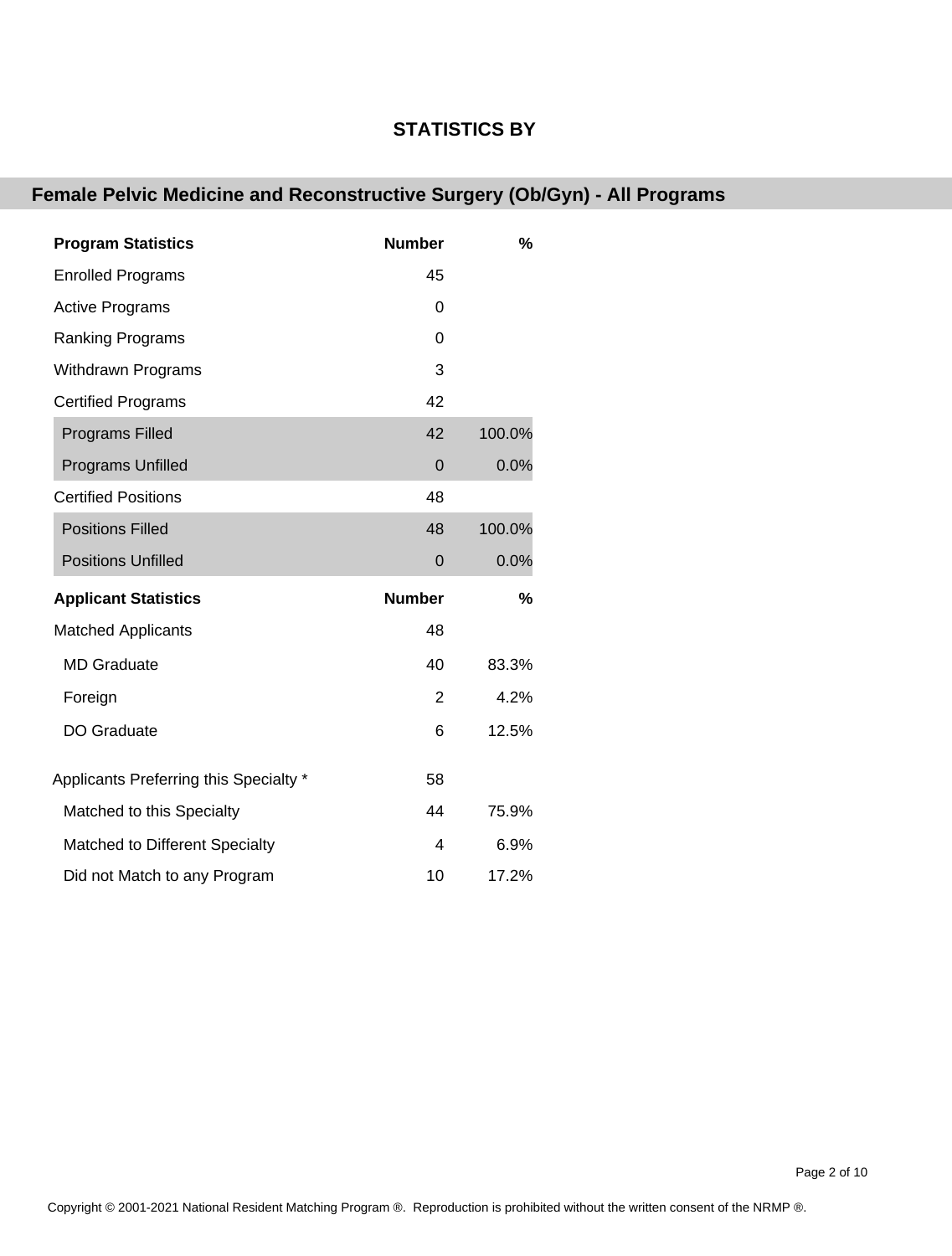## STATISTICS BY

## Female Pelvic Medicine and Reconstructive Surgery (Ob/Gyn) - All Programs

| Program Statistics | Number | % |
|---|---|---|
| Enrolled Programs | 45 | |
| Active Programs | 0 | |
| Ranking Programs | 0 | |
| Withdrawn Programs | 3 | |
| Certified Programs | 42 | |
| Programs Filled | 42 | 100.0% |
| Programs Unfilled | 0 | 0.0% |
| Certified Positions | 48 | |
| Positions Filled | 48 | 100.0% |
| Positions Unfilled | 0 | 0.0% |

| Applicant Statistics | Number | % |
|---|---|---|
| Matched Applicants | 48 | |
| MD Graduate | 40 | 83.3% |
| Foreign | 2 | 4.2% |
| DO Graduate | 6 | 12.5% |
| Applicants Preferring this Specialty * | 58 | |
| Matched to this Specialty | 44 | 75.9% |
| Matched to Different Specialty | 4 | 6.9% |
| Did not Match to any Program | 10 | 17.2% |

Copyright © 2001-2021 National Resident Matching Program ®. Reproduction is prohibited without the written consent of the NRMP ®.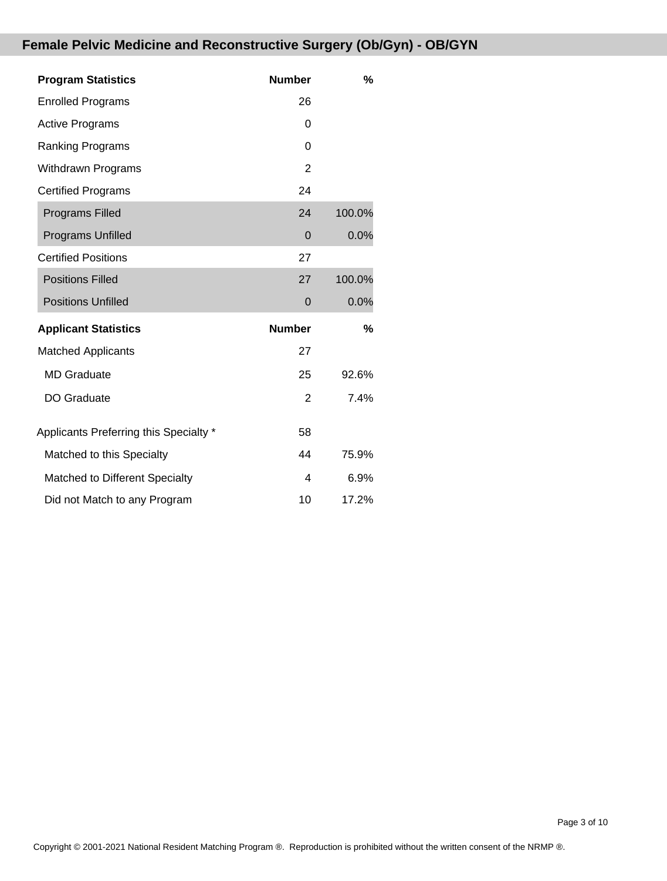## Female Pelvic Medicine and Reconstructive Surgery (Ob/Gyn) - OB/GYN

| Program Statistics | Number | % |
|---|---|---|
| Enrolled Programs | 26 | |
| Active Programs | 0 | |
| Ranking Programs | 0 | |
| Withdrawn Programs | 2 | |
| Certified Programs | 24 | |
| Programs Filled | 24 | 100.0% |
| Programs Unfilled | 0 | 0.0% |
| Certified Positions | 27 | |
| Positions Filled | 27 | 100.0% |
| Positions Unfilled | 0 | 0.0% |

| Applicant Statistics | Number | % |
|---|---|---|
| Matched Applicants | 27 | |
| MD Graduate | 25 | 92.6% |
| DO Graduate | 2 | 7.4% |
| Applicants Preferring this Specialty * | 58 | |
| Matched to this Specialty | 44 | 75.9% |
| Matched to Different Specialty | 4 | 6.9% |
| Did not Match to any Program | 10 | 17.2% |

Copyright © 2001-2021 National Resident Matching Program ®. Reproduction is prohibited without the written consent of the NRMP ®.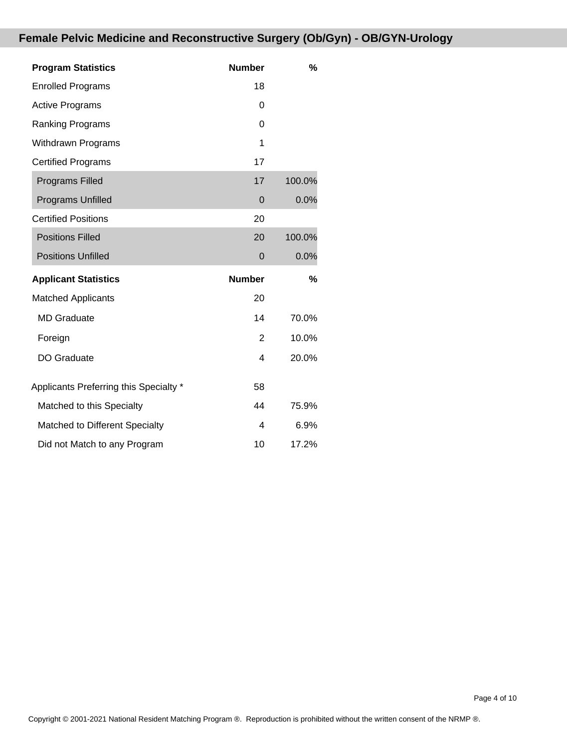## Female Pelvic Medicine and Reconstructive Surgery (Ob/Gyn) - OB/GYN-Urology

| Program Statistics | Number | % |
|---|---|---|
| Enrolled Programs | 18 | |
| Active Programs | 0 | |
| Ranking Programs | 0 | |
| Withdrawn Programs | 1 | |
| Certified Programs | 17 | |
| Programs Filled | 17 | 100.0% |
| Programs Unfilled | 0 | 0.0% |
| Certified Positions | 20 | |
| Positions Filled | 20 | 100.0% |
| Positions Unfilled | 0 | 0.0% |

| Applicant Statistics | Number | % |
|---|---|---|
| Matched Applicants | 20 | |
| MD Graduate | 14 | 70.0% |
| Foreign | 2 | 10.0% |
| DO Graduate | 4 | 20.0% |
| Applicants Preferring this Specialty * | 58 | |
| Matched to this Specialty | 44 | 75.9% |
| Matched to Different Specialty | 4 | 6.9% |
| Did not Match to any Program | 10 | 17.2% |

Copyright © 2001-2021 National Resident Matching Program ®. Reproduction is prohibited without the written consent of the NRMP ®.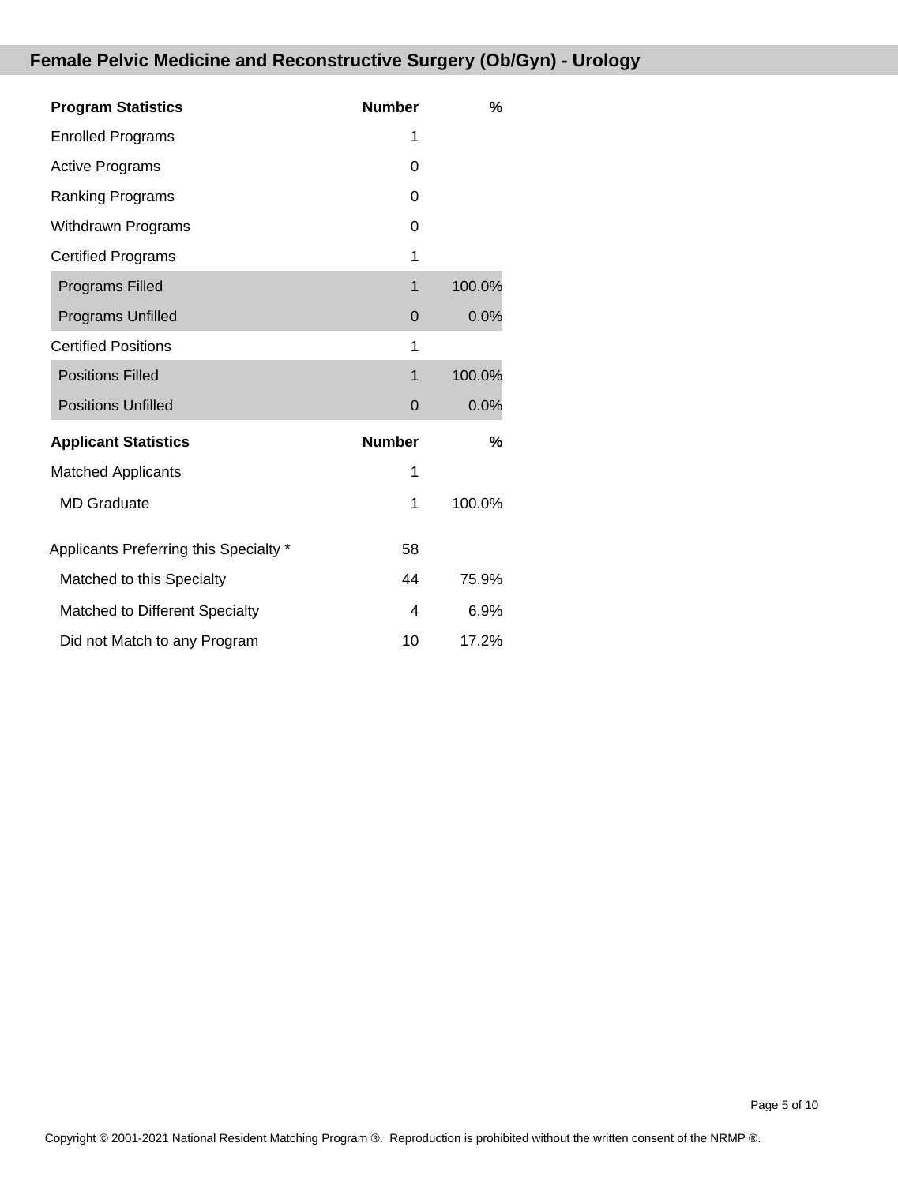## Female Pelvic Medicine and Reconstructive Surgery (Ob/Gyn) - Urology

| Program Statistics | Number | % |
| --- | --- | --- |
| Enrolled Programs | 1 | |
| Active Programs | 0 | |
| Ranking Programs | 0 | |
| Withdrawn Programs | 0 | |
| Certified Programs | 1 | |
| Programs Filled | 1 | 100.0% |
| Programs Unfilled | 0 | 0.0% |
| Certified Positions | 1 | |
| Positions Filled | 1 | 100.0% |
| Positions Unfilled | 0 | 0.0% |

| Applicant Statistics | Number | % |
| --- | --- | --- |
| Matched Applicants | 1 | |
| MD Graduate | 1 | 100.0% |
| Applicants Preferring this Specialty * | 58 | |
| Matched to this Specialty | 44 | 75.9% |
| Matched to Different Specialty | 4 | 6.9% |
| Did not Match to any Program | 10 | 17.2% |

Copyright © 2001-2021 National Resident Matching Program ®. Reproduction is prohibited without the written consent of the NRMP ®.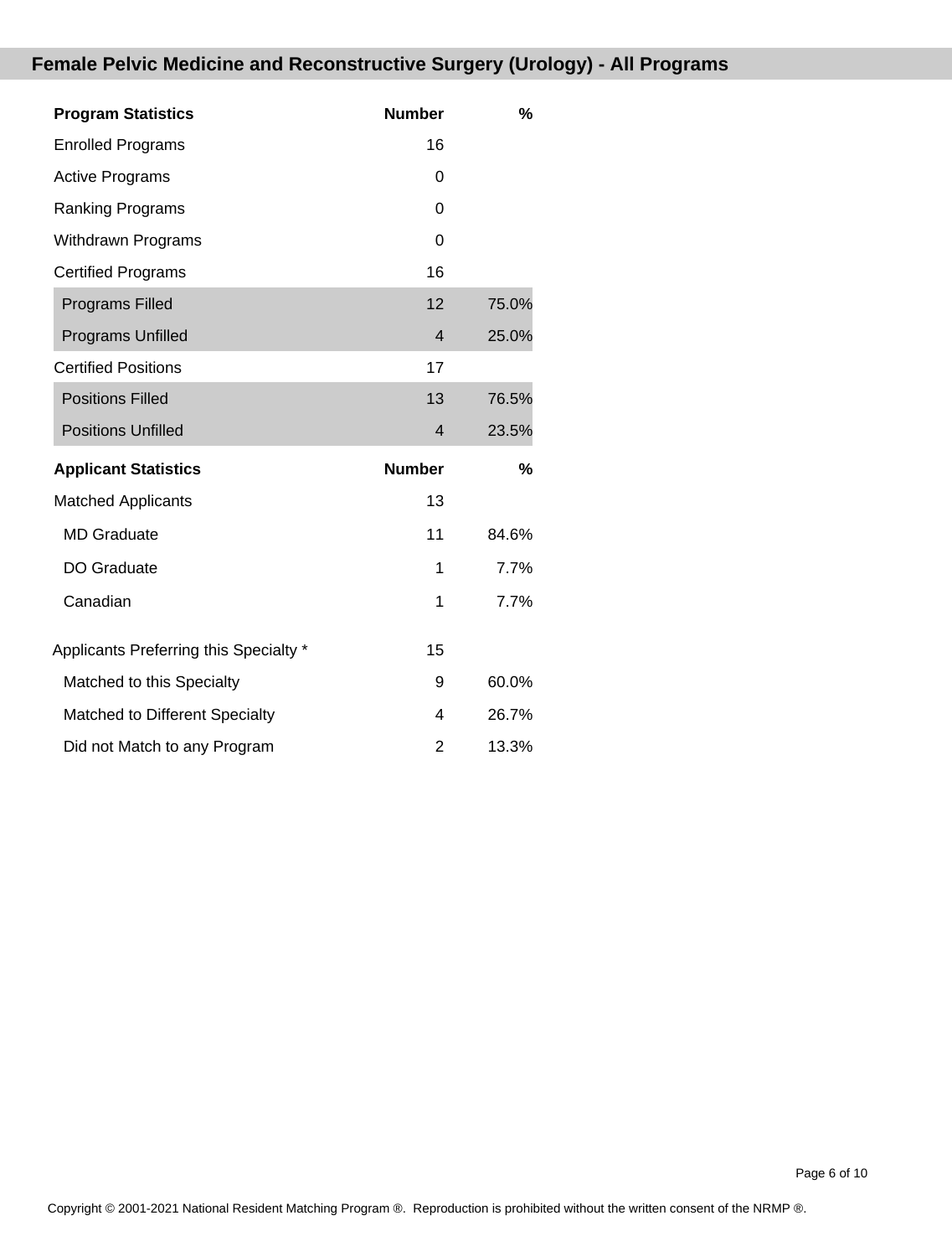## Female Pelvic Medicine and Reconstructive Surgery (Urology) - All Programs

| Program Statistics | Number | % |
|---|---|---|
| Enrolled Programs | 16 | |
| Active Programs | 0 | |
| Ranking Programs | 0 | |
| Withdrawn Programs | 0 | |
| Certified Programs | 16 | |
| Programs Filled | 12 | 75.0% |
| Programs Unfilled | 4 | 25.0% |
| Certified Positions | 17 | |
| Positions Filled | 13 | 76.5% |
| Positions Unfilled | 4 | 23.5% |

| Applicant Statistics | Number | % |
|---|---|---|
| Matched Applicants | 13 | |
| MD Graduate | 11 | 84.6% |
| DO Graduate | 1 | 7.7% |
| Canadian | 1 | 7.7% |
| Applicants Preferring this Specialty * | 15 | |
| Matched to this Specialty | 9 | 60.0% |
| Matched to Different Specialty | 4 | 26.7% |
| Did not Match to any Program | 2 | 13.3% |

Copyright © 2001-2021 National Resident Matching Program ®. Reproduction is prohibited without the written consent of the NRMP ®.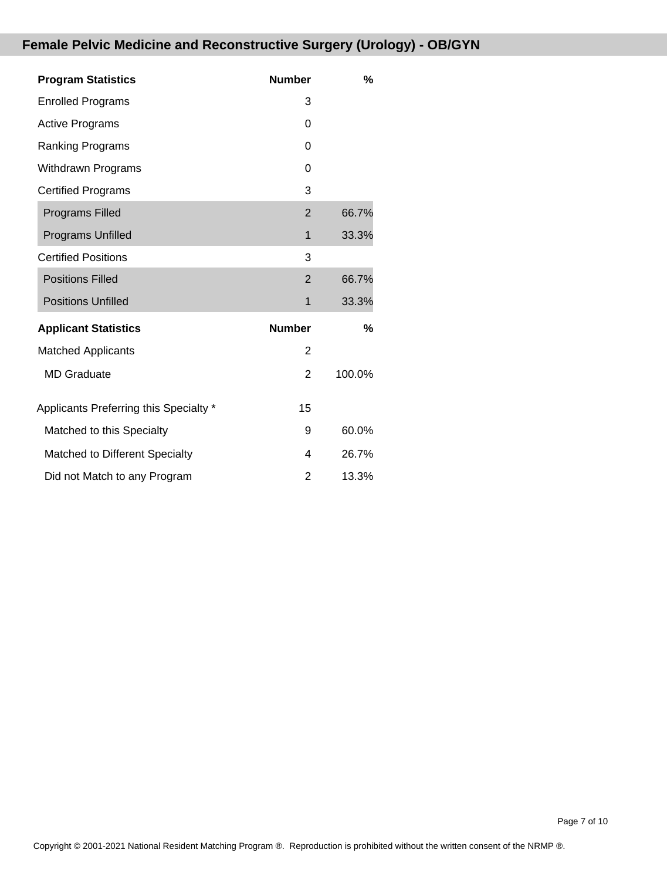## Female Pelvic Medicine and Reconstructive Surgery (Urology) - OB/GYN

| Program Statistics | Number | % |
|---|---|---|
| Enrolled Programs | 3 | |
| Active Programs | 0 | |
| Ranking Programs | 0 | |
| Withdrawn Programs | 0 | |
| Certified Programs | 3 | |
| Programs Filled | 2 | 66.7% |
| Programs Unfilled | 1 | 33.3% |
| Certified Positions | 3 | |
| Positions Filled | 2 | 66.7% |
| Positions Unfilled | 1 | 33.3% |

| Applicant Statistics | Number | % |
|---|---|---|
| Matched Applicants | 2 | |
| MD Graduate | 2 | 100.0% |
| Applicants Preferring this Specialty * | 15 | |
| Matched to this Specialty | 9 | 60.0% |
| Matched to Different Specialty | 4 | 26.7% |
| Did not Match to any Program | 2 | 13.3% |

Copyright © 2001-2021 National Resident Matching Program ®. Reproduction is prohibited without the written consent of the NRMP ®.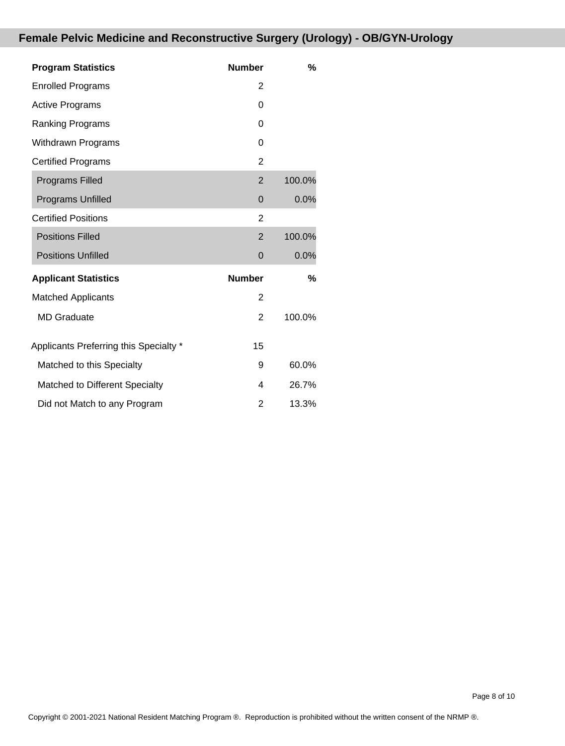## Female Pelvic Medicine and Reconstructive Surgery (Urology) - OB/GYN-Urology

| Program Statistics | Number | % |
|---|---|---|
| Enrolled Programs | 2 | |
| Active Programs | 0 | |
| Ranking Programs | 0 | |
| Withdrawn Programs | 0 | |
| Certified Programs | 2 | |
| Programs Filled | 2 | 100.0% |
| Programs Unfilled | 0 | 0.0% |
| Certified Positions | 2 | |
| Positions Filled | 2 | 100.0% |
| Positions Unfilled | 0 | 0.0% |

| Applicant Statistics | Number | % |
|---|---|---|
| Matched Applicants | 2 | |
| MD Graduate | 2 | 100.0% |
| Applicants Preferring this Specialty * | 15 | |
| Matched to this Specialty | 9 | 60.0% |
| Matched to Different Specialty | 4 | 26.7% |
| Did not Match to any Program | 2 | 13.3% |

Copyright © 2001-2021 National Resident Matching Program ®. Reproduction is prohibited without the written consent of the NRMP ®.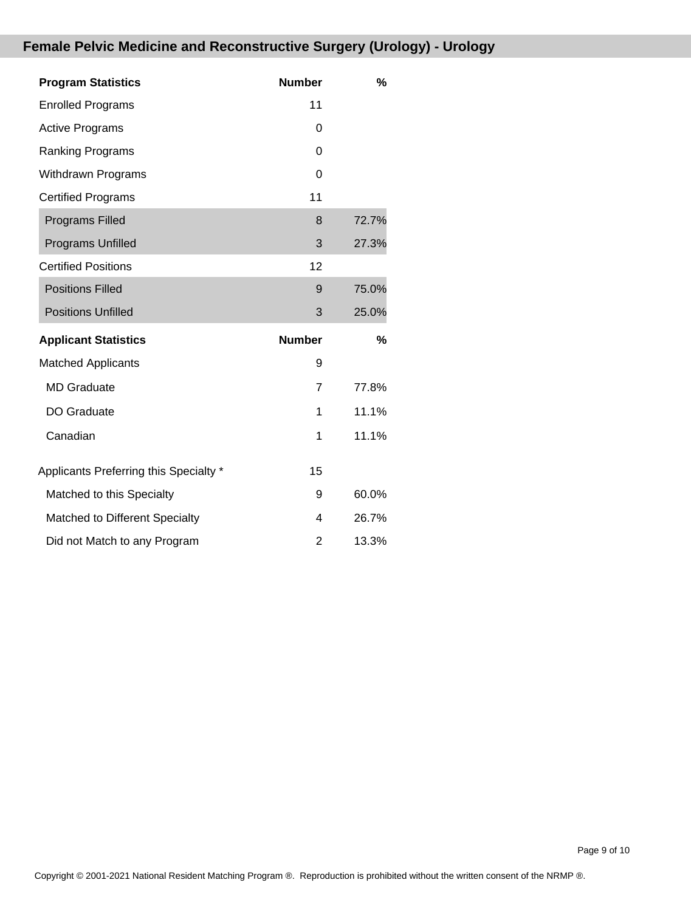## Female Pelvic Medicine and Reconstructive Surgery (Urology) - Urology

| Program Statistics | Number | % |
|---|---|---|
| Enrolled Programs | 11 | |
| Active Programs | 0 | |
| Ranking Programs | 0 | |
| Withdrawn Programs | 0 | |
| Certified Programs | 11 | |
| Programs Filled | 8 | 72.7% |
| Programs Unfilled | 3 | 27.3% |
| Certified Positions | 12 | |
| Positions Filled | 9 | 75.0% |
| Positions Unfilled | 3 | 25.0% |

| Applicant Statistics | Number | % |
|---|---|---|
| Matched Applicants | 9 | |
| MD Graduate | 7 | 77.8% |
| DO Graduate | 1 | 11.1% |
| Canadian | 1 | 11.1% |
| Applicants Preferring this Specialty * | 15 | |
| Matched to this Specialty | 9 | 60.0% |
| Matched to Different Specialty | 4 | 26.7% |
| Did not Match to any Program | 2 | 13.3% |

Copyright © 2001-2021 National Resident Matching Program ®. Reproduction is prohibited without the written consent of the NRMP ®.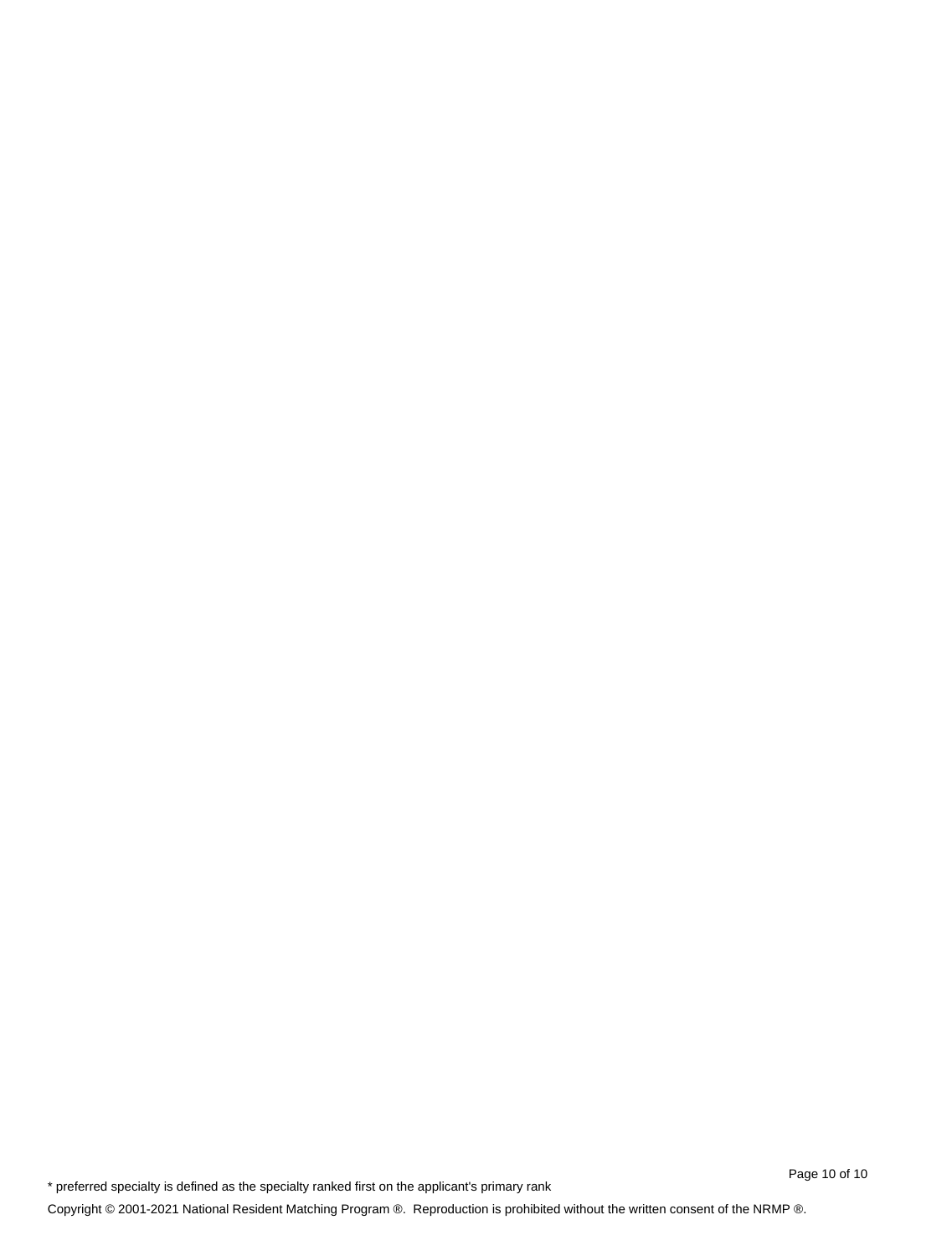* preferred specialty is defined as the specialty ranked first on the applicant's primary rank